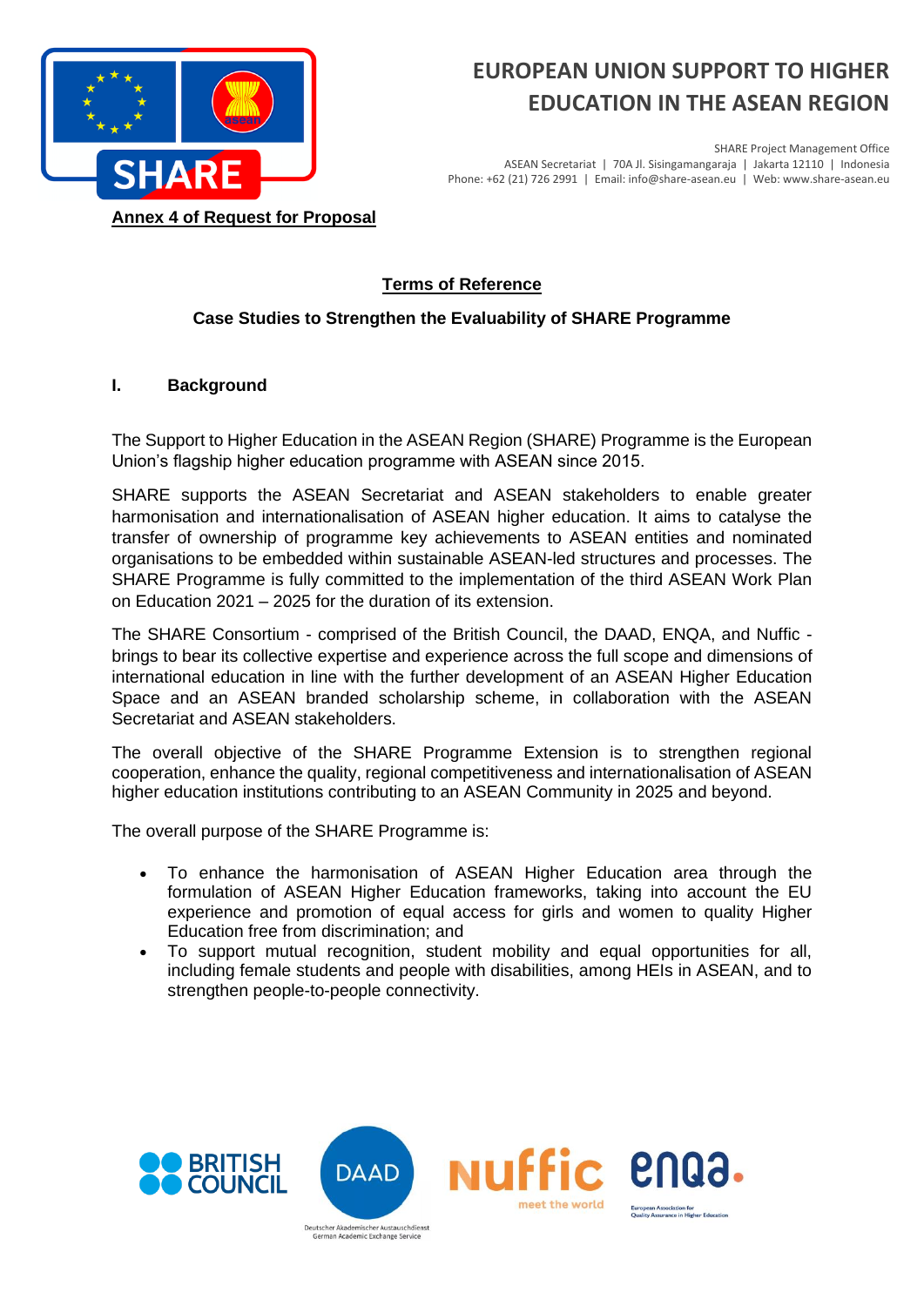# EUROPEAN UNION SUPPORT TO HIGHER EDUCATION IN THE ASEAN REGION

SHARE Project Management Office
ASEAN Secretariat | 70A Jl. Sisingamangaraja | Jakarta 12110 | Indonesia
Phone: +62 (21) 726 2991 | Email: info@share-asean.eu | Web: www.share-asean.eu

**Annex 4 of Request for Proposal**

## Terms of Reference

**Case Studies to Strengthen the Evaluability of SHARE Programme**

## I. Background

The Support to Higher Education in the ASEAN Region (SHARE) Programme is the European Union's flagship higher education programme with ASEAN since 2015.

SHARE supports the ASEAN Secretariat and ASEAN stakeholders to enable greater harmonisation and internationalisation of ASEAN higher education. It aims to catalyse the transfer of ownership of programme key achievements to ASEAN entities and nominated organisations to be embedded within sustainable ASEAN-led structures and processes. The SHARE Programme is fully committed to the implementation of the third ASEAN Work Plan on Education 2021 – 2025 for the duration of its extension.

The SHARE Consortium - comprised of the British Council, the DAAD, ENQA, and Nuffic - brings to bear its collective expertise and experience across the full scope and dimensions of international education in line with the further development of an ASEAN Higher Education Space and an ASEAN branded scholarship scheme, in collaboration with the ASEAN Secretariat and ASEAN stakeholders.

The overall objective of the SHARE Programme Extension is to strengthen regional cooperation, enhance the quality, regional competitiveness and internationalisation of ASEAN higher education institutions contributing to an ASEAN Community in 2025 and beyond.

The overall purpose of the SHARE Programme is:

- To enhance the harmonisation of ASEAN Higher Education area through the formulation of ASEAN Higher Education frameworks, taking into account the EU experience and promotion of equal access for girls and women to quality Higher Education free from discrimination; and
- To support mutual recognition, student mobility and equal opportunities for all, including female students and people with disabilities, among HEIs in ASEAN, and to strengthen people-to-people connectivity.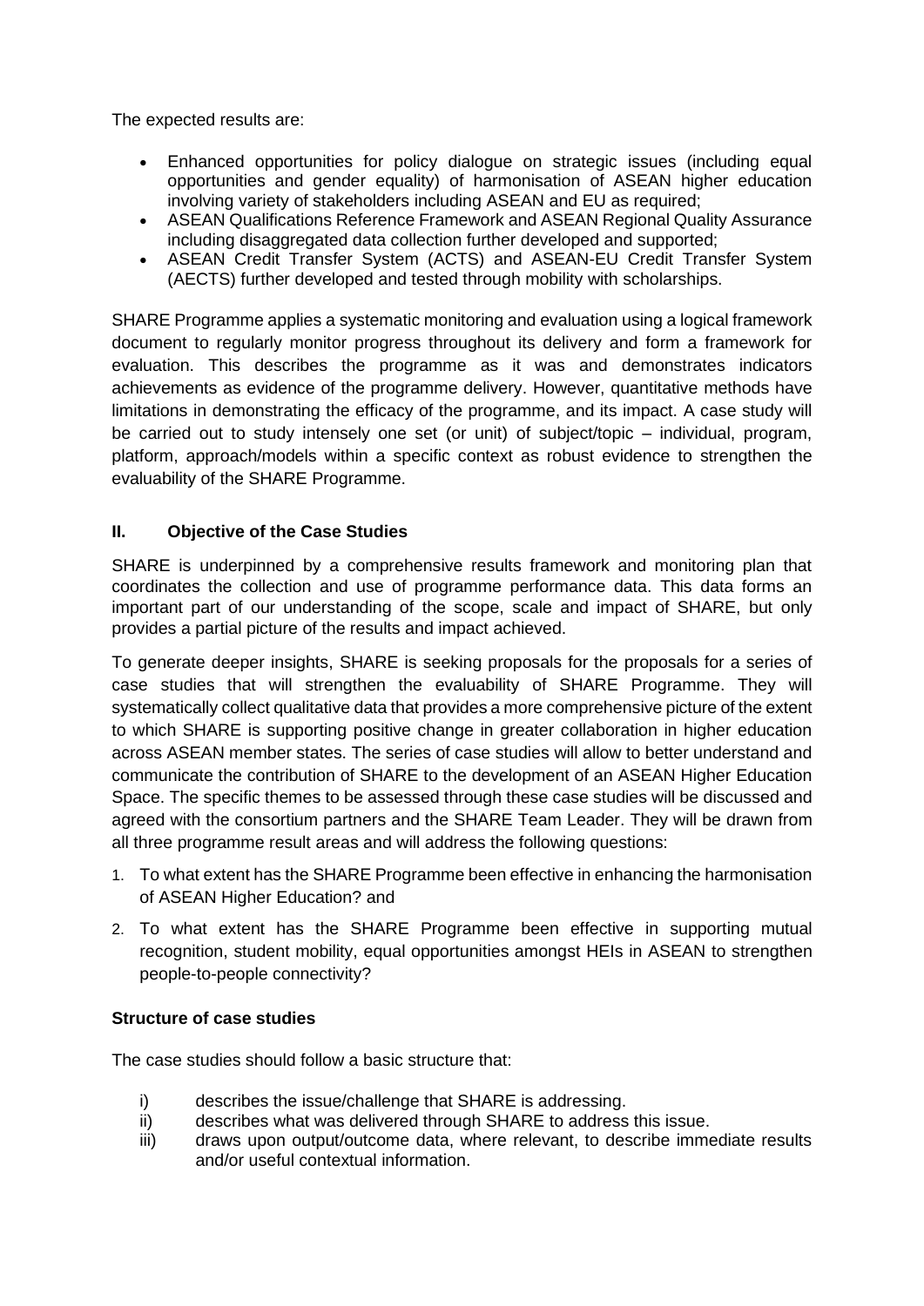The expected results are:

- Enhanced opportunities for policy dialogue on strategic issues (including equal opportunities and gender equality) of harmonisation of ASEAN higher education involving variety of stakeholders including ASEAN and EU as required;
- ASEAN Qualifications Reference Framework and ASEAN Regional Quality Assurance including disaggregated data collection further developed and supported;
- ASEAN Credit Transfer System (ACTS) and ASEAN-EU Credit Transfer System (AECTS) further developed and tested through mobility with scholarships.

SHARE Programme applies a systematic monitoring and evaluation using a logical framework document to regularly monitor progress throughout its delivery and form a framework for evaluation. This describes the programme as it was and demonstrates indicators achievements as evidence of the programme delivery. However, quantitative methods have limitations in demonstrating the efficacy of the programme, and its impact. A case study will be carried out to study intensely one set (or unit) of subject/topic – individual, program, platform, approach/models within a specific context as robust evidence to strengthen the evaluability of the SHARE Programme.

## II. Objective of the Case Studies

SHARE is underpinned by a comprehensive results framework and monitoring plan that coordinates the collection and use of programme performance data. This data forms an important part of our understanding of the scope, scale and impact of SHARE, but only provides a partial picture of the results and impact achieved.

To generate deeper insights, SHARE is seeking proposals for the proposals for a series of case studies that will strengthen the evaluability of SHARE Programme. They will systematically collect qualitative data that provides a more comprehensive picture of the extent to which SHARE is supporting positive change in greater collaboration in higher education across ASEAN member states. The series of case studies will allow to better understand and communicate the contribution of SHARE to the development of an ASEAN Higher Education Space. The specific themes to be assessed through these case studies will be discussed and agreed with the consortium partners and the SHARE Team Leader. They will be drawn from all three programme result areas and will address the following questions:

1. To what extent has the SHARE Programme been effective in enhancing the harmonisation of ASEAN Higher Education? and
2. To what extent has the SHARE Programme been effective in supporting mutual recognition, student mobility, equal opportunities amongst HEIs in ASEAN to strengthen people-to-people connectivity?

### Structure of case studies

The case studies should follow a basic structure that:

i) describes the issue/challenge that SHARE is addressing.
ii) describes what was delivered through SHARE to address this issue.
iii) draws upon output/outcome data, where relevant, to describe immediate results and/or useful contextual information.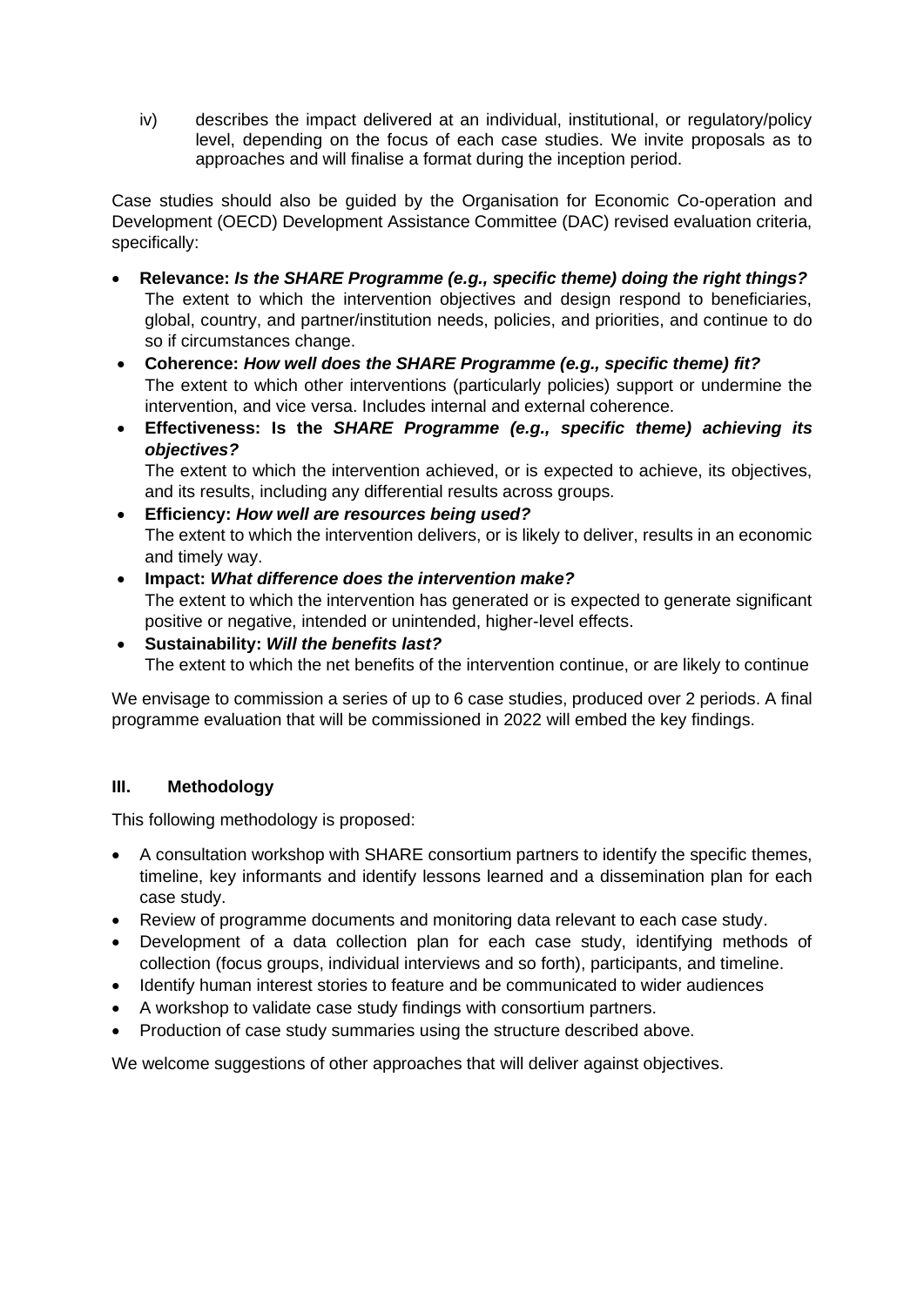iv) describes the impact delivered at an individual, institutional, or regulatory/policy level, depending on the focus of each case studies. We invite proposals as to approaches and will finalise a format during the inception period.

Case studies should also be guided by the Organisation for Economic Co-operation and Development (OECD) Development Assistance Committee (DAC) revised evaluation criteria, specifically:

- **Relevance:** ***Is the SHARE Programme (e.g., specific theme) doing the right things?*** The extent to which the intervention objectives and design respond to beneficiaries, global, country, and partner/institution needs, policies, and priorities, and continue to do so if circumstances change.
- **Coherence:** ***How well does the SHARE Programme (e.g., specific theme) fit?*** The extent to which other interventions (particularly policies) support or undermine the intervention, and vice versa. Includes internal and external coherence.
- **Effectiveness: Is the *SHARE Programme (e.g., specific theme) achieving its objectives?***
  The extent to which the intervention achieved, or is expected to achieve, its objectives, and its results, including any differential results across groups.
- **Efficiency:** ***How well are resources being used?*** The extent to which the intervention delivers, or is likely to deliver, results in an economic and timely way.
- **Impact:** ***What difference does the intervention make?*** The extent to which the intervention has generated or is expected to generate significant positive or negative, intended or unintended, higher-level effects.
- **Sustainability:** ***Will the benefits last?*** The extent to which the net benefits of the intervention continue, or are likely to continue

We envisage to commission a series of up to 6 case studies, produced over 2 periods. A final programme evaluation that will be commissioned in 2022 will embed the key findings.

## III. Methodology

This following methodology is proposed:

- A consultation workshop with SHARE consortium partners to identify the specific themes, timeline, key informants and identify lessons learned and a dissemination plan for each case study.
- Review of programme documents and monitoring data relevant to each case study.
- Development of a data collection plan for each case study, identifying methods of collection (focus groups, individual interviews and so forth), participants, and timeline.
- Identify human interest stories to feature and be communicated to wider audiences
- A workshop to validate case study findings with consortium partners.
- Production of case study summaries using the structure described above.

We welcome suggestions of other approaches that will deliver against objectives.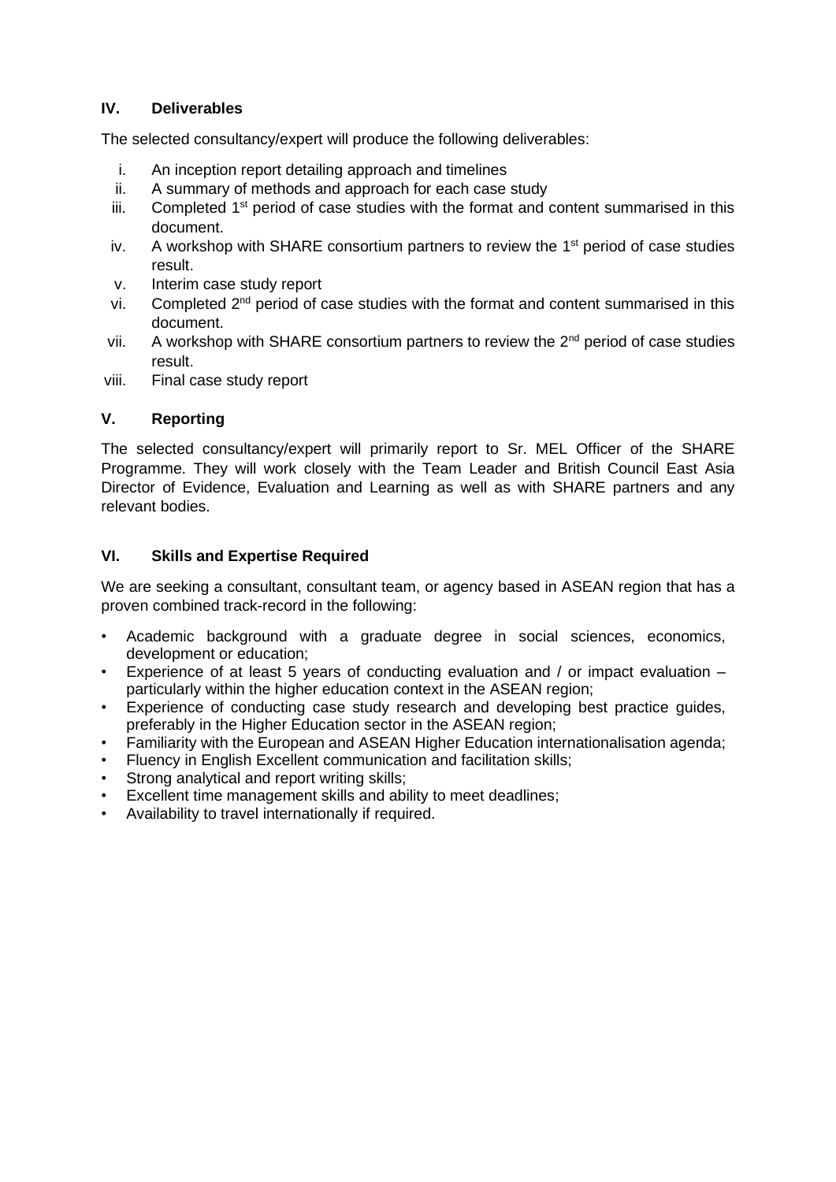## IV. Deliverables

The selected consultancy/expert will produce the following deliverables:

i. An inception report detailing approach and timelines
ii. A summary of methods and approach for each case study
iii. Completed 1st period of case studies with the format and content summarised in this document.
iv. A workshop with SHARE consortium partners to review the 1st period of case studies result.
v. Interim case study report
vi. Completed 2nd period of case studies with the format and content summarised in this document.
vii. A workshop with SHARE consortium partners to review the 2nd period of case studies result.
viii. Final case study report

## V. Reporting

The selected consultancy/expert will primarily report to Sr. MEL Officer of the SHARE Programme. They will work closely with the Team Leader and British Council East Asia Director of Evidence, Evaluation and Learning as well as with SHARE partners and any relevant bodies.

## VI. Skills and Expertise Required

We are seeking a consultant, consultant team, or agency based in ASEAN region that has a proven combined track-record in the following:

- Academic background with a graduate degree in social sciences, economics, development or education;
- Experience of at least 5 years of conducting evaluation and / or impact evaluation – particularly within the higher education context in the ASEAN region;
- Experience of conducting case study research and developing best practice guides, preferably in the Higher Education sector in the ASEAN region;
- Familiarity with the European and ASEAN Higher Education internationalisation agenda;
- Fluency in English Excellent communication and facilitation skills;
- Strong analytical and report writing skills;
- Excellent time management skills and ability to meet deadlines;
- Availability to travel internationally if required.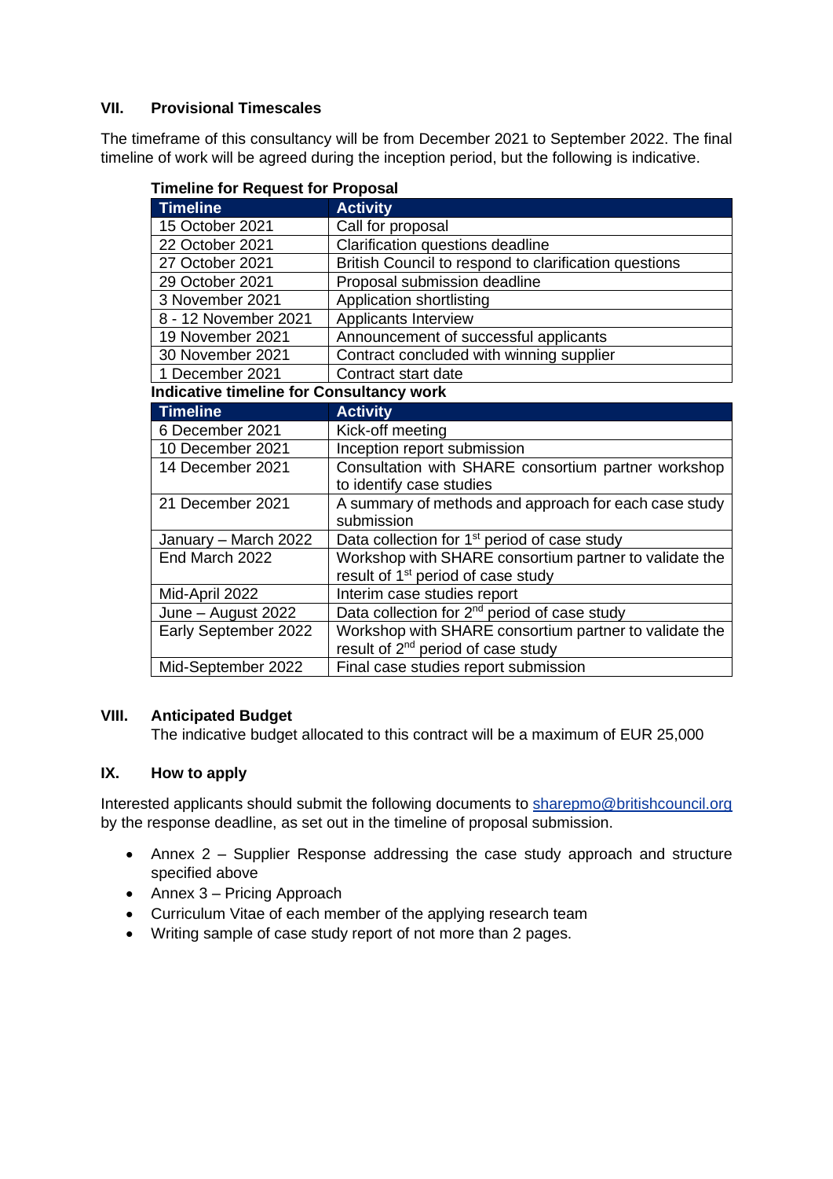## VII. Provisional Timescales

The timeframe of this consultancy will be from December 2021 to September 2022. The final timeline of work will be agreed during the inception period, but the following is indicative.

**Timeline for Request for Proposal**

| Timeline | Activity |
|---|---|
| 15 October 2021 | Call for proposal |
| 22 October 2021 | Clarification questions deadline |
| 27 October 2021 | British Council to respond to clarification questions |
| 29 October 2021 | Proposal submission deadline |
| 3 November 2021 | Application shortlisting |
| 8 - 12 November 2021 | Applicants Interview |
| 19 November 2021 | Announcement of successful applicants |
| 30 November 2021 | Contract concluded with winning supplier |
| 1 December 2021 | Contract start date |

**Indicative timeline for Consultancy work**

| Timeline | Activity |
|---|---|
| 6 December 2021 | Kick-off meeting |
| 10 December 2021 | Inception report submission |
| 14 December 2021 | Consultation with SHARE consortium partner workshop to identify case studies |
| 21 December 2021 | A summary of methods and approach for each case study submission |
| January – March 2022 | Data collection for 1st period of case study |
| End March 2022 | Workshop with SHARE consortium partner to validate the result of 1st period of case study |
| Mid-April 2022 | Interim case studies report |
| June – August 2022 | Data collection for 2nd period of case study |
| Early September 2022 | Workshop with SHARE consortium partner to validate the result of 2nd period of case study |
| Mid-September 2022 | Final case studies report submission |

## VIII. Anticipated Budget

The indicative budget allocated to this contract will be a maximum of EUR 25,000

## IX. How to apply

Interested applicants should submit the following documents to sharepmo@britishcouncil.org by the response deadline, as set out in the timeline of proposal submission.

- Annex 2 – Supplier Response addressing the case study approach and structure specified above
- Annex 3 – Pricing Approach
- Curriculum Vitae of each member of the applying research team
- Writing sample of case study report of not more than 2 pages.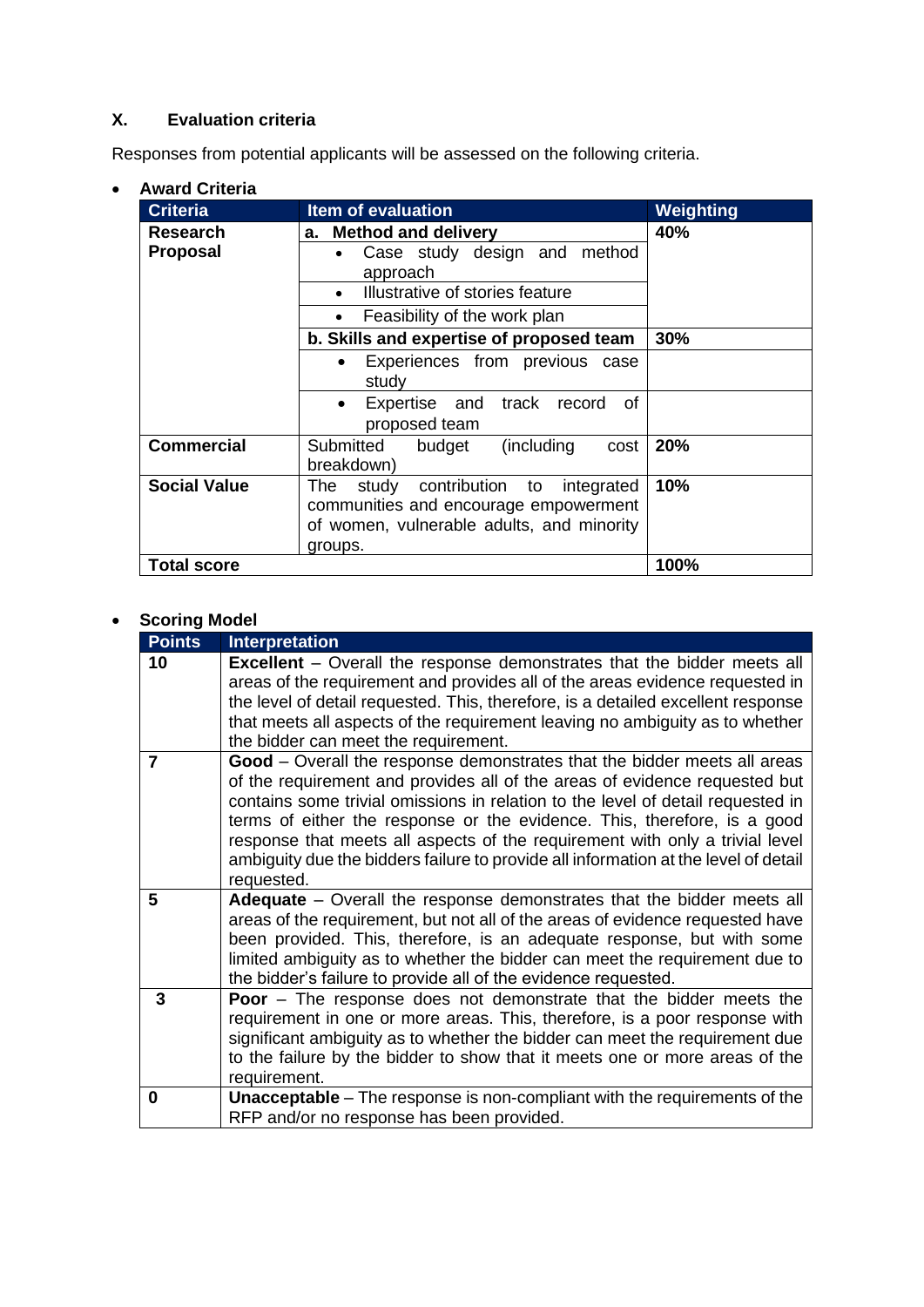## X. Evaluation criteria

Responses from potential applicants will be assessed on the following criteria.

- **Award Criteria**

| Criteria | Item of evaluation | Weighting |
|---|---|---|
| **Research Proposal** | **a. Method and delivery** | **40%** |
| | • Case study design and method approach | |
| | • Illustrative of stories feature | |
| | • Feasibility of the work plan | |
| | **b. Skills and expertise of proposed team** | **30%** |
| | • Experiences from previous case study | |
| | • Expertise and track record of proposed team | |
| **Commercial** | Submitted budget (including cost breakdown) | **20%** |
| **Social Value** | The study contribution to integrated communities and encourage empowerment of women, vulnerable adults, and minority groups. | **10%** |
| **Total score** | | **100%** |

- **Scoring Model**

| Points | Interpretation |
|---|---|
| **10** | **Excellent** – Overall the response demonstrates that the bidder meets all areas of the requirement and provides all of the areas evidence requested in the level of detail requested. This, therefore, is a detailed excellent response that meets all aspects of the requirement leaving no ambiguity as to whether the bidder can meet the requirement. |
| **7** | **Good** – Overall the response demonstrates that the bidder meets all areas of the requirement and provides all of the areas of evidence requested but contains some trivial omissions in relation to the level of detail requested in terms of either the response or the evidence. This, therefore, is a good response that meets all aspects of the requirement with only a trivial level ambiguity due the bidders failure to provide all information at the level of detail requested. |
| **5** | **Adequate** – Overall the response demonstrates that the bidder meets all areas of the requirement, but not all of the areas of evidence requested have been provided. This, therefore, is an adequate response, but with some limited ambiguity as to whether the bidder can meet the requirement due to the bidder's failure to provide all of the evidence requested. |
| **3** | **Poor** – The response does not demonstrate that the bidder meets the requirement in one or more areas. This, therefore, is a poor response with significant ambiguity as to whether the bidder can meet the requirement due to the failure by the bidder to show that it meets one or more areas of the requirement. |
| **0** | **Unacceptable** – The response is non-compliant with the requirements of the RFP and/or no response has been provided. |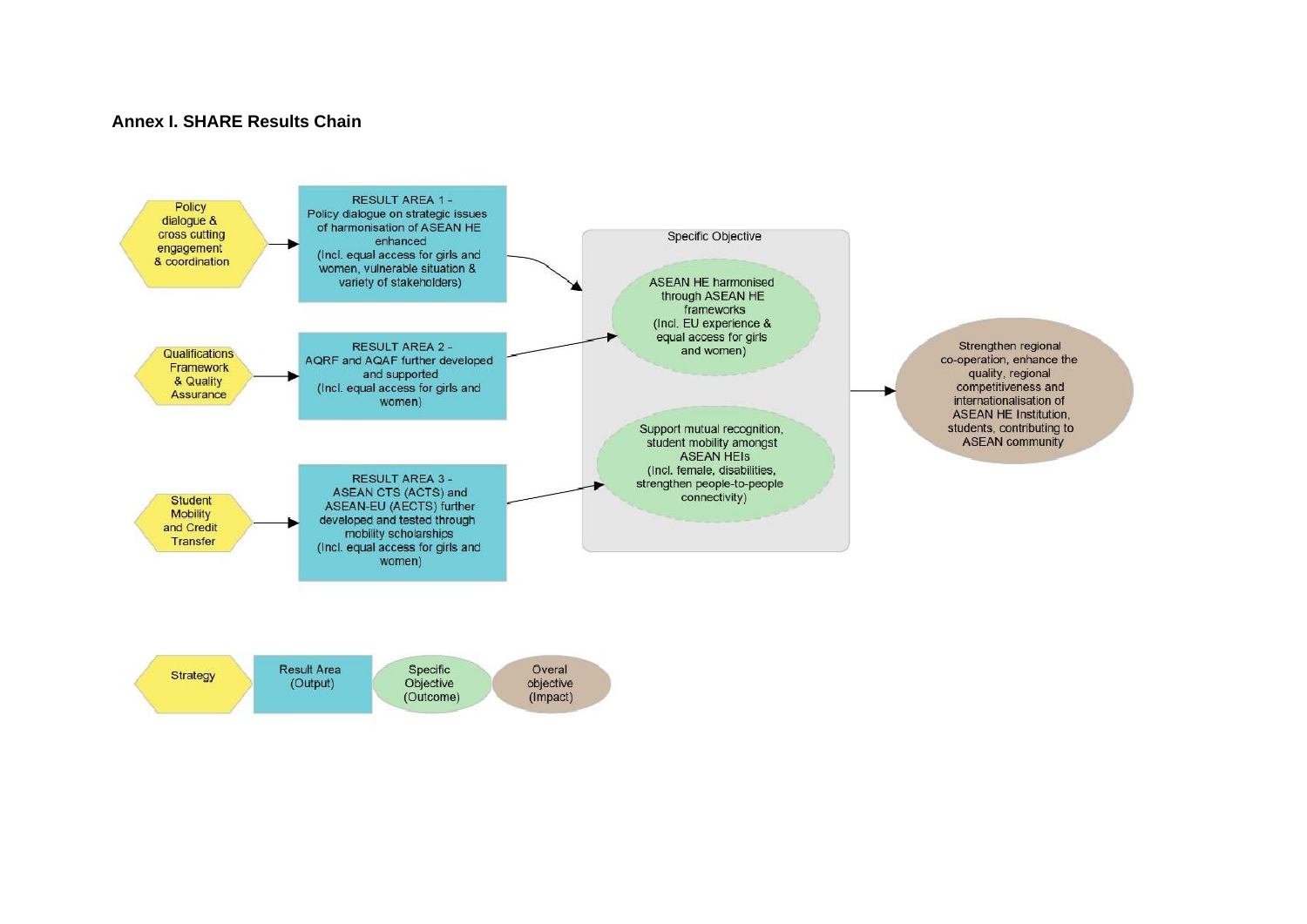### Annex I. SHARE Results Chain

Policy dialogue & cross cutting engagement & coordination

RESULT AREA 1 - Policy dialogue on strategic issues of harmonisation of ASEAN HE enhanced (Incl. equal access for girls and women, vulnerable situation & variety of stakeholders)

Qualifications Framework & Quality Assurance

RESULT AREA 2 - AQRF and AQAF further developed and supported (Incl. equal access for girls and women)

Student Mobility and Credit Transfer

RESULT AREA 3 - ASEAN CTS (ACTS) and ASEAN-EU (AECTS) further developed and tested through mobility scholarships (Incl. equal access for girls and women)

Specific Objective

ASEAN HE harmonised through ASEAN HE frameworks (Incl. EU experience & equal access for girls and women)

Support mutual recognition, student mobility amongst ASEAN HEIs (Incl. female, disabilities, strengthen people-to-people connectivity)

Strengthen regional co-operation, enhance the quality, regional competitiveness and internationalisation of ASEAN HE Institution, students, contributing to ASEAN community

Strategy

Result Area (Output)

Specific Objective (Outcome)

Overal objective (Impact)